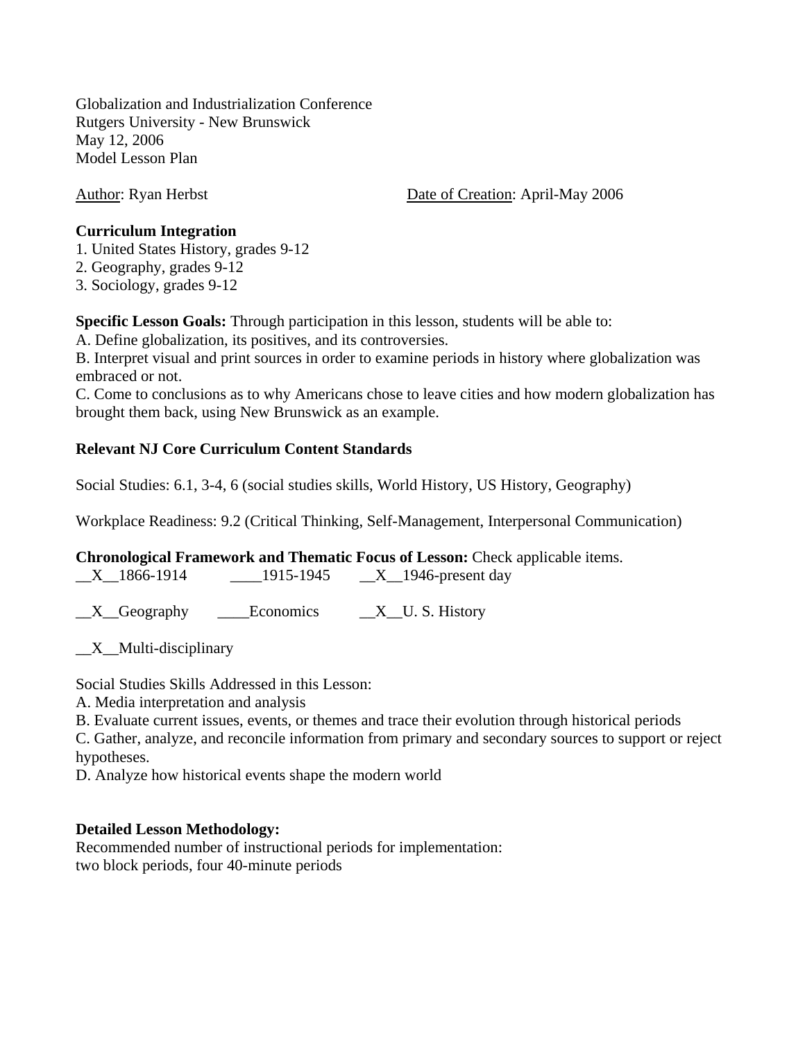Globalization and Industrialization Conference
Rutgers University - New Brunswick
May 12, 2006
Model Lesson Plan

Author: Ryan Herbst                                        Date of Creation: April-May 2006

**Curriculum Integration**

1. United States History, grades 9-12
2. Geography, grades 9-12
3. Sociology, grades 9-12

**Specific Lesson Goals:** Through participation in this lesson, students will be able to:

A. Define globalization, its positives, and its controversies.

B. Interpret visual and print sources in order to examine periods in history where globalization was embraced or not.

C. Come to conclusions as to why Americans chose to leave cities and how modern globalization has brought them back, using New Brunswick as an example.

**Relevant NJ Core Curriculum Content Standards**

Social Studies: 6.1, 3-4, 6 (social studies skills, World History, US History, Geography)

Workplace Readiness: 9.2 (Critical Thinking, Self-Management, Interpersonal Communication)

**Chronological Framework and Thematic Focus of Lesson:** Check applicable items.

__X__1866-1914     ____1915-1945     __X__1946-present day

__X__Geography     ____Economics     __X__U. S. History

__X__Multi-disciplinary

Social Studies Skills Addressed in this Lesson:

A. Media interpretation and analysis

B. Evaluate current issues, events, or themes and trace their evolution through historical periods

C. Gather, analyze, and reconcile information from primary and secondary sources to support or reject hypotheses.

D. Analyze how historical events shape the modern world

**Detailed Lesson Methodology:**

Recommended number of instructional periods for implementation:
two block periods, four 40-minute periods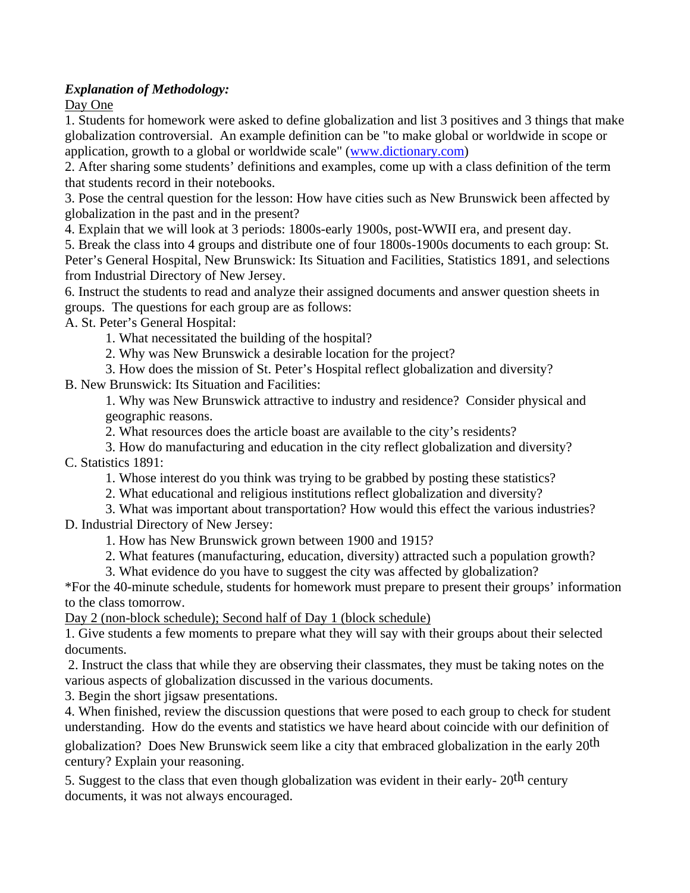***Explanation of Methodology:***

Day One

1. Students for homework were asked to define globalization and list 3 positives and 3 things that make globalization controversial. An example definition can be "to make global or worldwide in scope or application, growth to a global or worldwide scale" (www.dictionary.com)
2. After sharing some students' definitions and examples, come up with a class definition of the term that students record in their notebooks.
3. Pose the central question for the lesson: How have cities such as New Brunswick been affected by globalization in the past and in the present?
4. Explain that we will look at 3 periods: 1800s-early 1900s, post-WWII era, and present day.
5. Break the class into 4 groups and distribute one of four 1800s-1900s documents to each group: St. Peter's General Hospital, New Brunswick: Its Situation and Facilities, Statistics 1891, and selections from Industrial Directory of New Jersey.
6. Instruct the students to read and analyze their assigned documents and answer question sheets in groups. The questions for each group are as follows:

A. St. Peter's General Hospital:

1. What necessitated the building of the hospital?
2. Why was New Brunswick a desirable location for the project?
3. How does the mission of St. Peter's Hospital reflect globalization and diversity?

B. New Brunswick: Its Situation and Facilities:

1. Why was New Brunswick attractive to industry and residence? Consider physical and geographic reasons.
2. What resources does the article boast are available to the city's residents?
3. How do manufacturing and education in the city reflect globalization and diversity?

C. Statistics 1891:

1. Whose interest do you think was trying to be grabbed by posting these statistics?
2. What educational and religious institutions reflect globalization and diversity?
3. What was important about transportation? How would this effect the various industries?

D. Industrial Directory of New Jersey:

1. How has New Brunswick grown between 1900 and 1915?
2. What features (manufacturing, education, diversity) attracted such a population growth?
3. What evidence do you have to suggest the city was affected by globalization?

*For the 40-minute schedule, students for homework must prepare to present their groups' information to the class tomorrow.

Day 2 (non-block schedule); Second half of Day 1 (block schedule)

1. Give students a few moments to prepare what they will say with their groups about their selected documents.
2. Instruct the class that while they are observing their classmates, they must be taking notes on the various aspects of globalization discussed in the various documents.
3. Begin the short jigsaw presentations.
4. When finished, review the discussion questions that were posed to each group to check for student understanding. How do the events and statistics we have heard about coincide with our definition of globalization? Does New Brunswick seem like a city that embraced globalization in the early 20th century? Explain your reasoning.
5. Suggest to the class that even though globalization was evident in their early- 20th century documents, it was not always encouraged.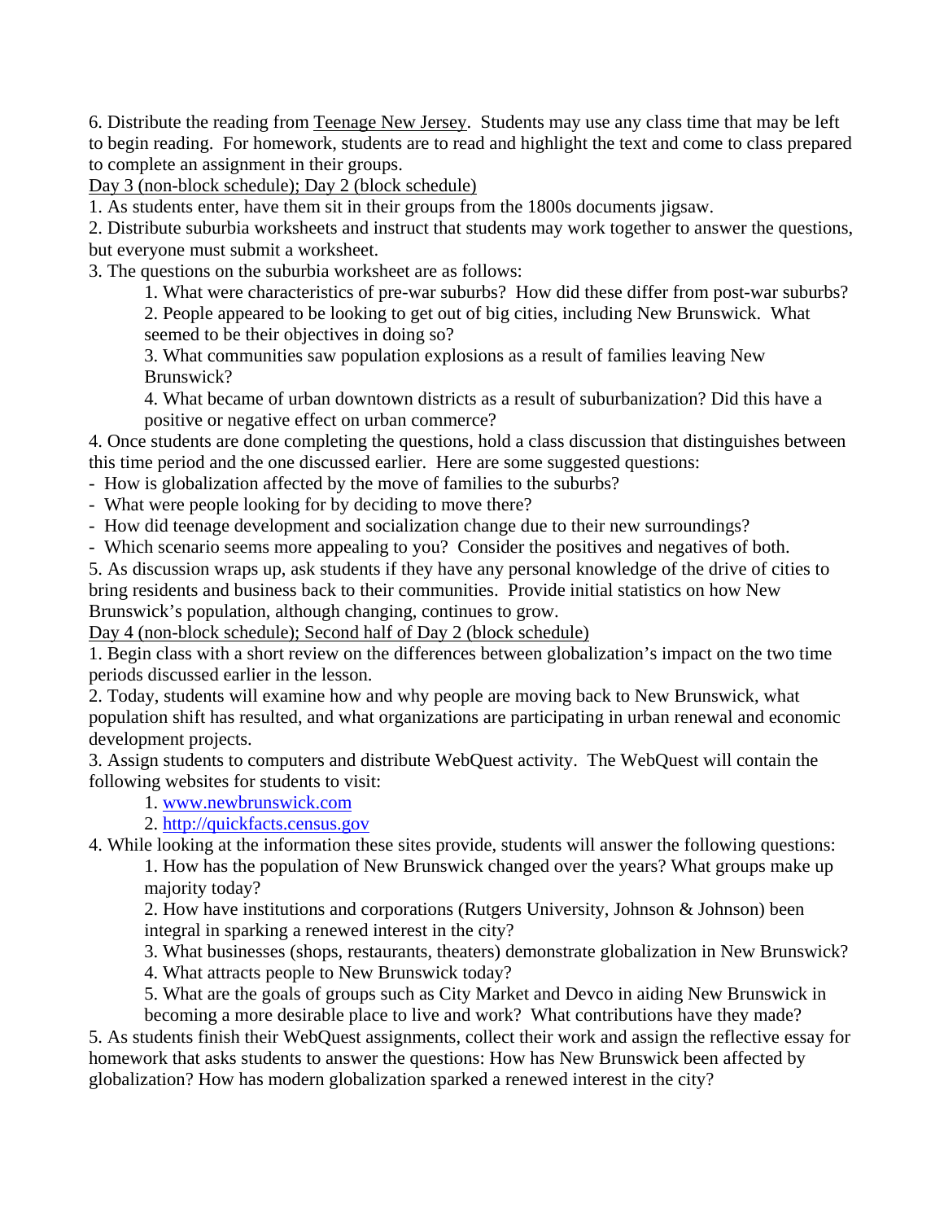6. Distribute the reading from Teenage New Jersey. Students may use any class time that may be left to begin reading. For homework, students are to read and highlight the text and come to class prepared to complete an assignment in their groups.

Day 3 (non-block schedule); Day 2 (block schedule)

1. As students enter, have them sit in their groups from the 1800s documents jigsaw.
2. Distribute suburbia worksheets and instruct that students may work together to answer the questions, but everyone must submit a worksheet.
3. The questions on the suburbia worksheet are as follows:
    1. What were characteristics of pre-war suburbs? How did these differ from post-war suburbs?
    2. People appeared to be looking to get out of big cities, including New Brunswick. What seemed to be their objectives in doing so?
    3. What communities saw population explosions as a result of families leaving New Brunswick?
    4. What became of urban downtown districts as a result of suburbanization? Did this have a positive or negative effect on urban commerce?
4. Once students are done completing the questions, hold a class discussion that distinguishes between this time period and the one discussed earlier. Here are some suggested questions:
    - How is globalization affected by the move of families to the suburbs?
    - What were people looking for by deciding to move there?
    - How did teenage development and socialization change due to their new surroundings?
    - Which scenario seems more appealing to you? Consider the positives and negatives of both.
5. As discussion wraps up, ask students if they have any personal knowledge of the drive of cities to bring residents and business back to their communities. Provide initial statistics on how New Brunswick's population, although changing, continues to grow.

Day 4 (non-block schedule); Second half of Day 2 (block schedule)

1. Begin class with a short review on the differences between globalization's impact on the two time periods discussed earlier in the lesson.
2. Today, students will examine how and why people are moving back to New Brunswick, what population shift has resulted, and what organizations are participating in urban renewal and economic development projects.
3. Assign students to computers and distribute WebQuest activity. The WebQuest will contain the following websites for students to visit:
    1. www.newbrunswick.com
    2. http://quickfacts.census.gov
4. While looking at the information these sites provide, students will answer the following questions:
    1. How has the population of New Brunswick changed over the years? What groups make up majority today?
    2. How have institutions and corporations (Rutgers University, Johnson & Johnson) been integral in sparking a renewed interest in the city?
    3. What businesses (shops, restaurants, theaters) demonstrate globalization in New Brunswick?
    4. What attracts people to New Brunswick today?
    5. What are the goals of groups such as City Market and Devco in aiding New Brunswick in becoming a more desirable place to live and work? What contributions have they made?
5. As students finish their WebQuest assignments, collect their work and assign the reflective essay for homework that asks students to answer the questions: How has New Brunswick been affected by globalization? How has modern globalization sparked a renewed interest in the city?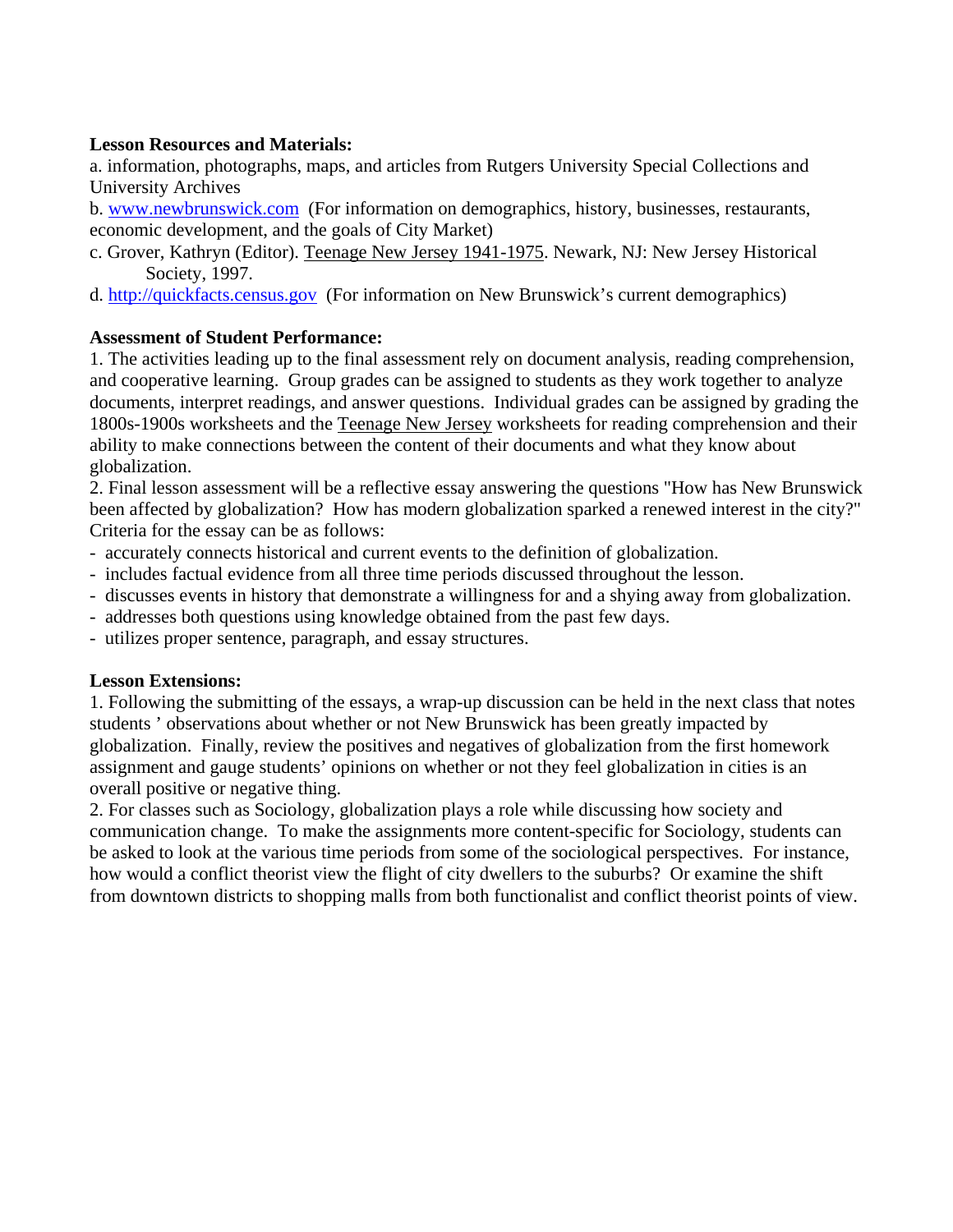**Lesson Resources and Materials:**

a. information, photographs, maps, and articles from Rutgers University Special Collections and University Archives

b. www.newbrunswick.com (For information on demographics, history, businesses, restaurants, economic development, and the goals of City Market)

c. Grover, Kathryn (Editor). Teenage New Jersey 1941-1975. Newark, NJ: New Jersey Historical Society, 1997.

d. http://quickfacts.census.gov (For information on New Brunswick's current demographics)

**Assessment of Student Performance:**

1. The activities leading up to the final assessment rely on document analysis, reading comprehension, and cooperative learning. Group grades can be assigned to students as they work together to analyze documents, interpret readings, and answer questions. Individual grades can be assigned by grading the 1800s-1900s worksheets and the Teenage New Jersey worksheets for reading comprehension and their ability to make connections between the content of their documents and what they know about globalization.

2. Final lesson assessment will be a reflective essay answering the questions "How has New Brunswick been affected by globalization? How has modern globalization sparked a renewed interest in the city?" Criteria for the essay can be as follows:

- accurately connects historical and current events to the definition of globalization.
- includes factual evidence from all three time periods discussed throughout the lesson.
- discusses events in history that demonstrate a willingness for and a shying away from globalization.
- addresses both questions using knowledge obtained from the past few days.
- utilizes proper sentence, paragraph, and essay structures.

**Lesson Extensions:**

1. Following the submitting of the essays, a wrap-up discussion can be held in the next class that notes students ' observations about whether or not New Brunswick has been greatly impacted by globalization. Finally, review the positives and negatives of globalization from the first homework assignment and gauge students' opinions on whether or not they feel globalization in cities is an overall positive or negative thing.

2. For classes such as Sociology, globalization plays a role while discussing how society and communication change. To make the assignments more content-specific for Sociology, students can be asked to look at the various time periods from some of the sociological perspectives. For instance, how would a conflict theorist view the flight of city dwellers to the suburbs? Or examine the shift from downtown districts to shopping malls from both functionalist and conflict theorist points of view.